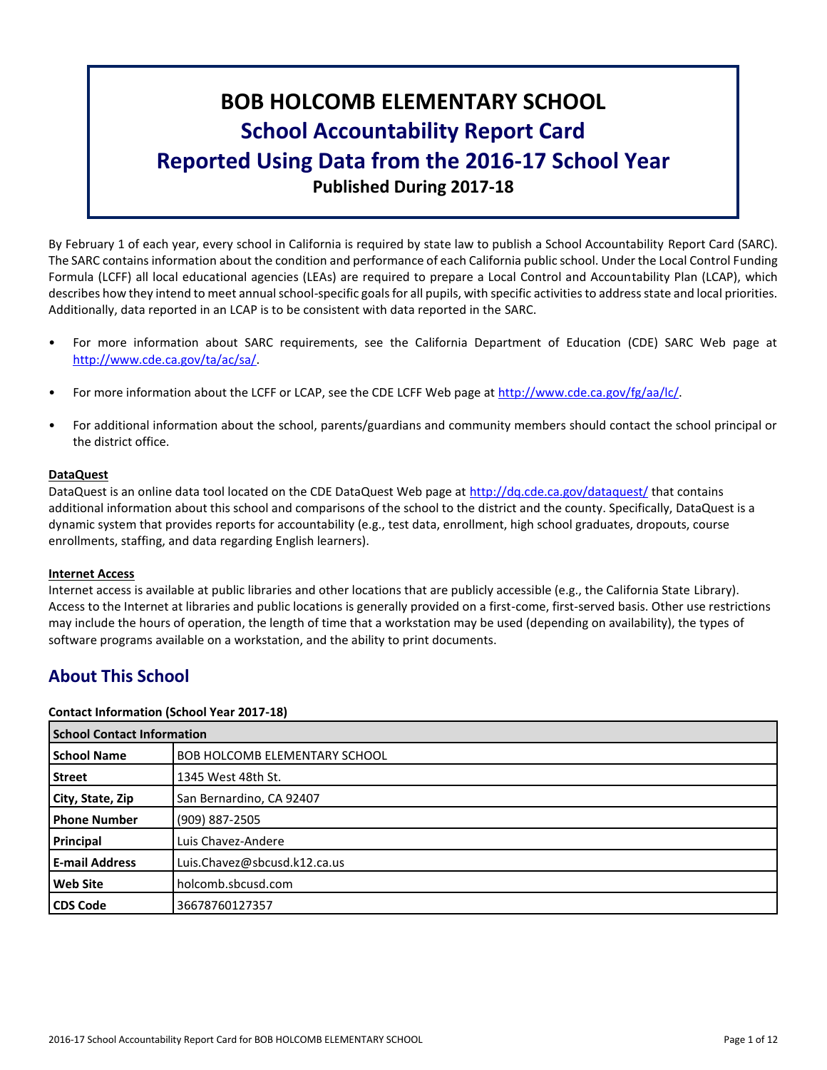# BOB HOLCOMB ELEMENTARY SCHOOL

## School Accountability Report Card

## Reported Using Data from the 2016-17 School Year

**Published During 2017-18**

By February 1 of each year, every school in California is required by state law to publish a School Accountability Report Card (SARC). The SARC contains information about the condition and performance of each California public school. Under the Local Control Funding Formula (LCFF) all local educational agencies (LEAs) are required to prepare a Local Control and Accountability Plan (LCAP), which describes how they intend to meet annual school-specific goals for all pupils, with specific activities to address state and local priorities. Additionally, data reported in an LCAP is to be consistent with data reported in the SARC.

- For more information about SARC requirements, see the California Department of Education (CDE) SARC Web page at http://www.cde.ca.gov/ta/ac/sa/.
- For more information about the LCFF or LCAP, see the CDE LCFF Web page at http://www.cde.ca.gov/fg/aa/lc/.
- For additional information about the school, parents/guardians and community members should contact the school principal or the district office.

**DataQuest**

DataQuest is an online data tool located on the CDE DataQuest Web page at http://dq.cde.ca.gov/dataquest/ that contains additional information about this school and comparisons of the school to the district and the county. Specifically, DataQuest is a dynamic system that provides reports for accountability (e.g., test data, enrollment, high school graduates, dropouts, course enrollments, staffing, and data regarding English learners).

**Internet Access**

Internet access is available at public libraries and other locations that are publicly accessible (e.g., the California State Library). Access to the Internet at libraries and public locations is generally provided on a first-come, first-served basis. Other use restrictions may include the hours of operation, the length of time that a workstation may be used (depending on availability), the types of software programs available on a workstation, and the ability to print documents.

## About This School

**Contact Information (School Year 2017-18)**

| School Contact Information | |
|---|---|
| **School Name** | BOB HOLCOMB ELEMENTARY SCHOOL |
| **Street** | 1345 West 48th St. |
| **City, State, Zip** | San Bernardino, CA 92407 |
| **Phone Number** | (909) 887-2505 |
| **Principal** | Luis Chavez-Andere |
| **E-mail Address** | Luis.Chavez@sbcusd.k12.ca.us |
| **Web Site** | holcomb.sbcusd.com |
| **CDS Code** | 36678760127357 |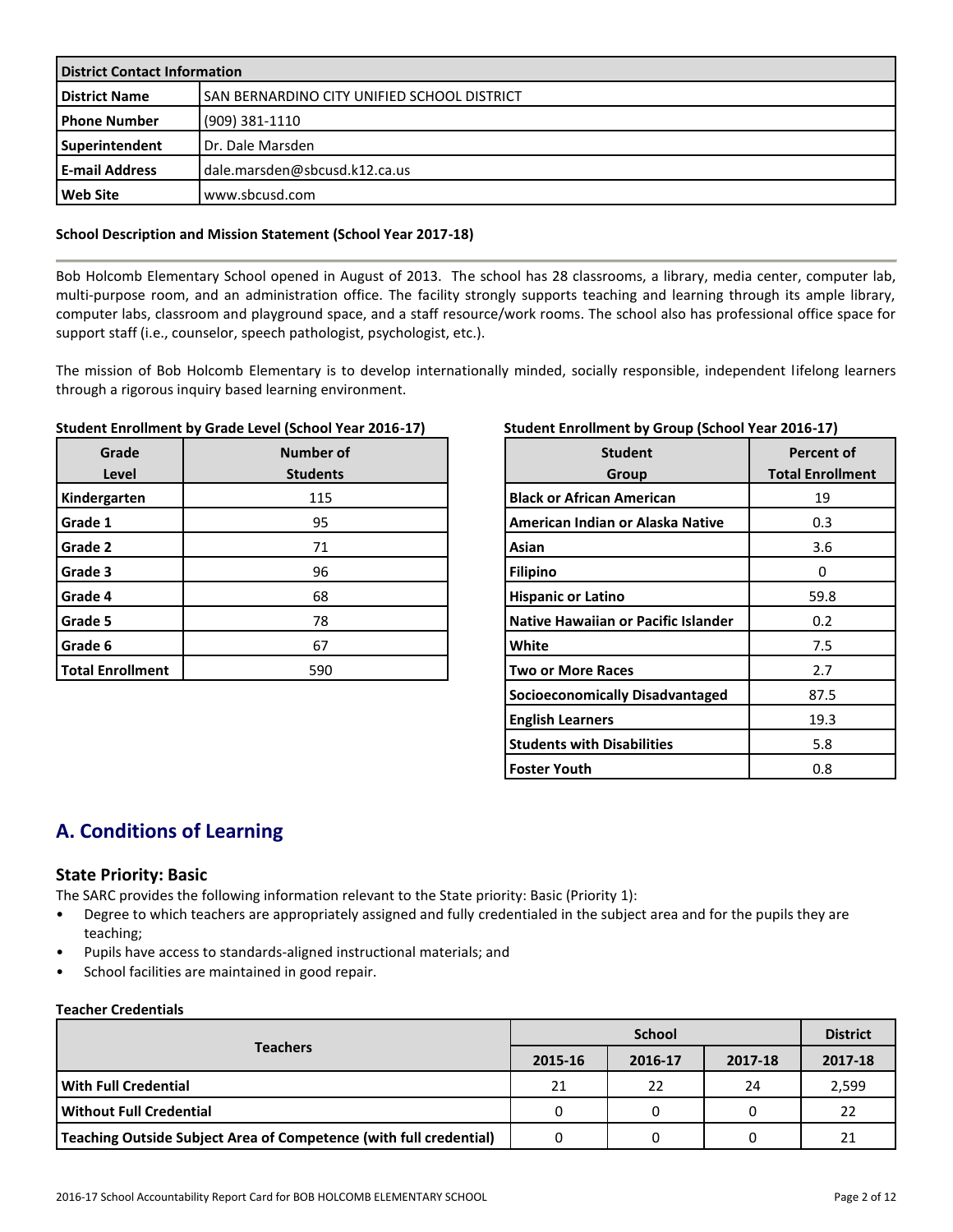| District Contact Information | |
|---|---|
| **District Name** | SAN BERNARDINO CITY UNIFIED SCHOOL DISTRICT |
| **Phone Number** | (909) 381-1110 |
| **Superintendent** | Dr. Dale Marsden |
| **E-mail Address** | dale.marsden@sbcusd.k12.ca.us |
| **Web Site** | www.sbcusd.com |

**School Description and Mission Statement (School Year 2017-18)**

Bob Holcomb Elementary School opened in August of 2013. The school has 28 classrooms, a library, media center, computer lab, multi-purpose room, and an administration office. The facility strongly supports teaching and learning through its ample library, computer labs, classroom and playground space, and a staff resource/work rooms. The school also has professional office space for support staff (i.e., counselor, speech pathologist, psychologist, etc.).

The mission of Bob Holcomb Elementary is to develop internationally minded, socially responsible, independent lifelong learners through a rigorous inquiry based learning environment.

**Student Enrollment by Grade Level (School Year 2016-17)**

| Grade Level | Number of Students |
|---|---|
| **Kindergarten** | 115 |
| **Grade 1** | 95 |
| **Grade 2** | 71 |
| **Grade 3** | 96 |
| **Grade 4** | 68 |
| **Grade 5** | 78 |
| **Grade 6** | 67 |
| **Total Enrollment** | 590 |

**Student Enrollment by Group (School Year 2016-17)**

| Student Group | Percent of Total Enrollment |
|---|---|
| **Black or African American** | 19 |
| **American Indian or Alaska Native** | 0.3 |
| **Asian** | 3.6 |
| **Filipino** | 0 |
| **Hispanic or Latino** | 59.8 |
| **Native Hawaiian or Pacific Islander** | 0.2 |
| **White** | 7.5 |
| **Two or More Races** | 2.7 |
| **Socioeconomically Disadvantaged** | 87.5 |
| **English Learners** | 19.3 |
| **Students with Disabilities** | 5.8 |
| **Foster Youth** | 0.8 |

## A. Conditions of Learning

### State Priority: Basic

The SARC provides the following information relevant to the State priority: Basic (Priority 1):

- Degree to which teachers are appropriately assigned and fully credentialed in the subject area and for the pupils they are teaching;
- Pupils have access to standards-aligned instructional materials; and
- School facilities are maintained in good repair.

**Teacher Credentials**

| Teachers | School | | | District |
|---|---|---|---|---|
| | 2015-16 | 2016-17 | 2017-18 | 2017-18 |
| **With Full Credential** | 21 | 22 | 24 | 2,599 |
| **Without Full Credential** | 0 | 0 | 0 | 22 |
| **Teaching Outside Subject Area of Competence (with full credential)** | 0 | 0 | 0 | 21 |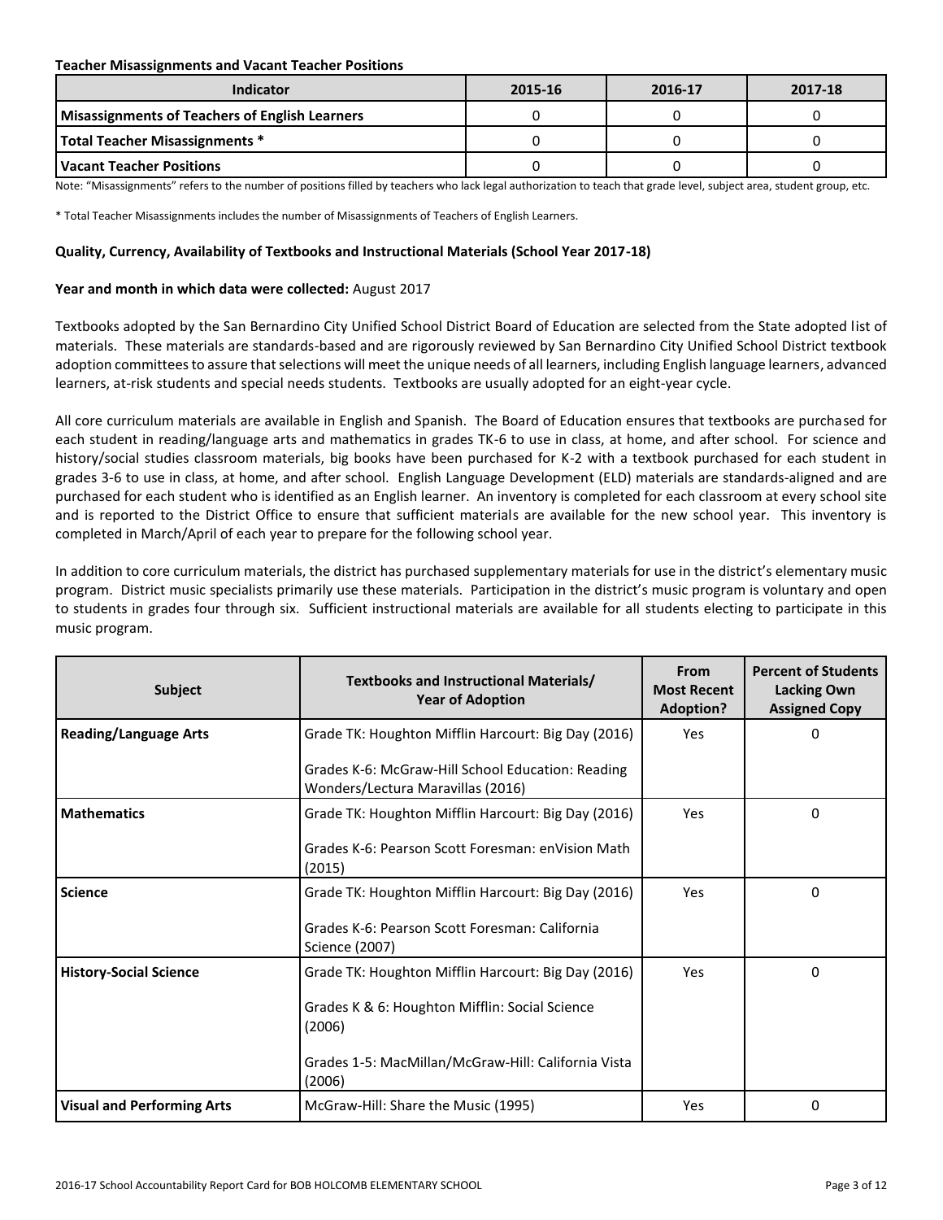**Teacher Misassignments and Vacant Teacher Positions**

| Indicator | 2015-16 | 2016-17 | 2017-18 |
|---|---|---|---|
| Misassignments of Teachers of English Learners | 0 | 0 | 0 |
| Total Teacher Misassignments * | 0 | 0 | 0 |
| Vacant Teacher Positions | 0 | 0 | 0 |

Note: "Misassignments" refers to the number of positions filled by teachers who lack legal authorization to teach that grade level, subject area, student group, etc.

* Total Teacher Misassignments includes the number of Misassignments of Teachers of English Learners.

**Quality, Currency, Availability of Textbooks and Instructional Materials (School Year 2017-18)**

**Year and month in which data were collected:** August 2017

Textbooks adopted by the San Bernardino City Unified School District Board of Education are selected from the State adopted list of materials. These materials are standards-based and are rigorously reviewed by San Bernardino City Unified School District textbook adoption committees to assure that selections will meet the unique needs of all learners, including English language learners, advanced learners, at-risk students and special needs students. Textbooks are usually adopted for an eight-year cycle.

All core curriculum materials are available in English and Spanish. The Board of Education ensures that textbooks are purchased for each student in reading/language arts and mathematics in grades TK-6 to use in class, at home, and after school. For science and history/social studies classroom materials, big books have been purchased for K-2 with a textbook purchased for each student in grades 3-6 to use in class, at home, and after school. English Language Development (ELD) materials are standards-aligned and are purchased for each student who is identified as an English learner. An inventory is completed for each classroom at every school site and is reported to the District Office to ensure that sufficient materials are available for the new school year. This inventory is completed in March/April of each year to prepare for the following school year.

In addition to core curriculum materials, the district has purchased supplementary materials for use in the district's elementary music program. District music specialists primarily use these materials. Participation in the district's music program is voluntary and open to students in grades four through six. Sufficient instructional materials are available for all students electing to participate in this music program.

| Subject | Textbooks and Instructional Materials/ Year of Adoption | From Most Recent Adoption? | Percent of Students Lacking Own Assigned Copy |
|---|---|---|---|
| Reading/Language Arts | Grade TK: Houghton Mifflin Harcourt: Big Day (2016)<br><br>Grades K-6: McGraw-Hill School Education: Reading Wonders/Lectura Maravillas (2016) | Yes | 0 |
| Mathematics | Grade TK: Houghton Mifflin Harcourt: Big Day (2016)<br><br>Grades K-6: Pearson Scott Foresman: enVision Math (2015) | Yes | 0 |
| Science | Grade TK: Houghton Mifflin Harcourt: Big Day (2016)<br><br>Grades K-6: Pearson Scott Foresman: California Science (2007) | Yes | 0 |
| History-Social Science | Grade TK: Houghton Mifflin Harcourt: Big Day (2016)<br><br>Grades K & 6: Houghton Mifflin: Social Science (2006)<br><br>Grades 1-5: MacMillan/McGraw-Hill: California Vista (2006) | Yes | 0 |
| Visual and Performing Arts | McGraw-Hill: Share the Music (1995) | Yes | 0 |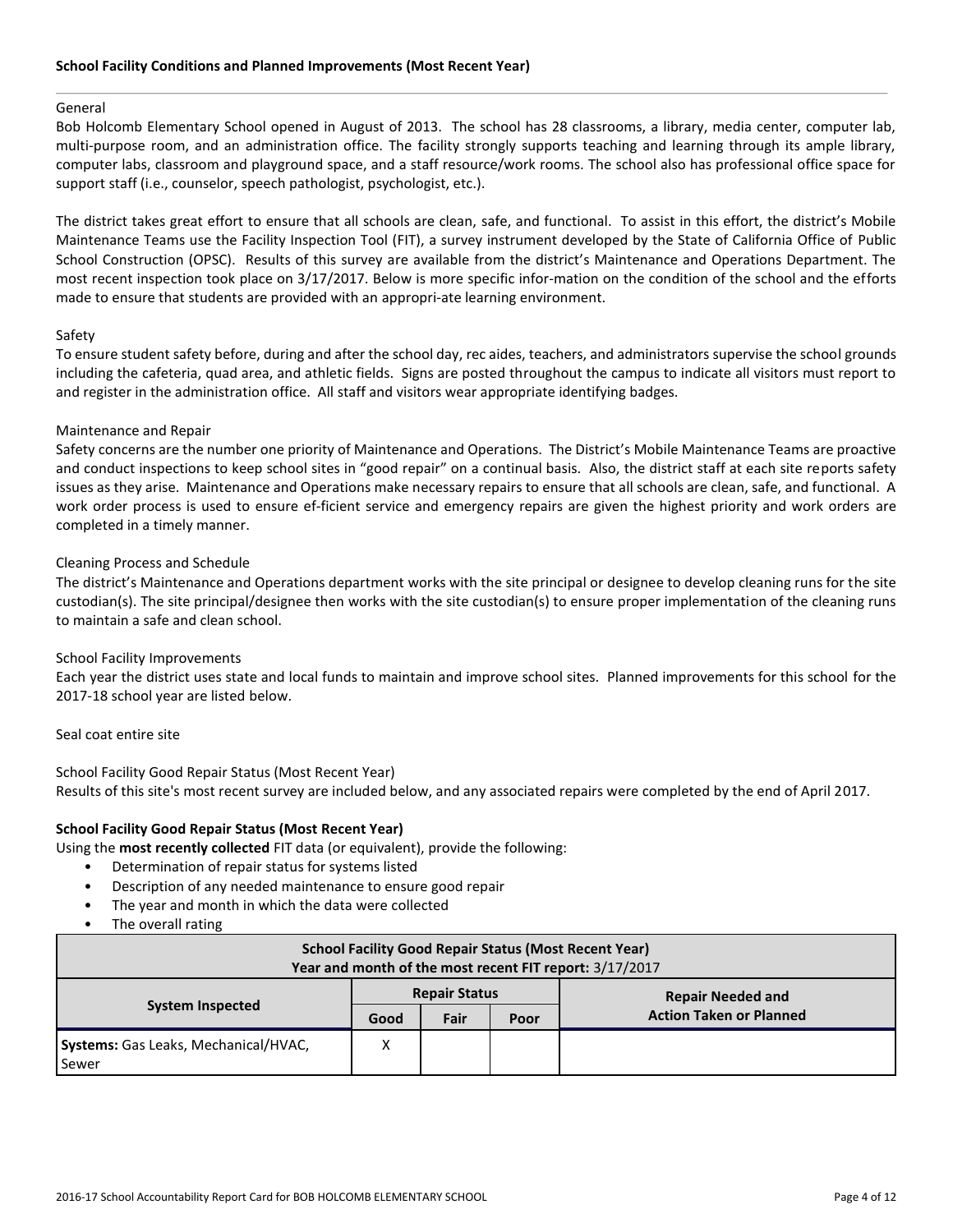### School Facility Conditions and Planned Improvements (Most Recent Year)

General
Bob Holcomb Elementary School opened in August of 2013. The school has 28 classrooms, a library, media center, computer lab, multi-purpose room, and an administration office. The facility strongly supports teaching and learning through its ample library, computer labs, classroom and playground space, and a staff resource/work rooms. The school also has professional office space for support staff (i.e., counselor, speech pathologist, psychologist, etc.).

The district takes great effort to ensure that all schools are clean, safe, and functional. To assist in this effort, the district's Mobile Maintenance Teams use the Facility Inspection Tool (FIT), a survey instrument developed by the State of California Office of Public School Construction (OPSC). Results of this survey are available from the district's Maintenance and Operations Department. The most recent inspection took place on 3/17/2017. Below is more specific infor-mation on the condition of the school and the efforts made to ensure that students are provided with an appropri-ate learning environment.

Safety
To ensure student safety before, during and after the school day, rec aides, teachers, and administrators supervise the school grounds including the cafeteria, quad area, and athletic fields. Signs are posted throughout the campus to indicate all visitors must report to and register in the administration office. All staff and visitors wear appropriate identifying badges.

Maintenance and Repair
Safety concerns are the number one priority of Maintenance and Operations. The District's Mobile Maintenance Teams are proactive and conduct inspections to keep school sites in "good repair" on a continual basis. Also, the district staff at each site reports safety issues as they arise. Maintenance and Operations make necessary repairs to ensure that all schools are clean, safe, and functional. A work order process is used to ensure ef-ficient service and emergency repairs are given the highest priority and work orders are completed in a timely manner.

Cleaning Process and Schedule
The district's Maintenance and Operations department works with the site principal or designee to develop cleaning runs for the site custodian(s). The site principal/designee then works with the site custodian(s) to ensure proper implementation of the cleaning runs to maintain a safe and clean school.

School Facility Improvements
Each year the district uses state and local funds to maintain and improve school sites. Planned improvements for this school for the 2017-18 school year are listed below.

Seal coat entire site

School Facility Good Repair Status (Most Recent Year)
Results of this site's most recent survey are included below, and any associated repairs were completed by the end of April 2017.

**School Facility Good Repair Status (Most Recent Year)**

Using the **most recently collected** FIT data (or equivalent), provide the following:

- Determination of repair status for systems listed
- Description of any needed maintenance to ensure good repair
- The year and month in which the data were collected
- The overall rating

**School Facility Good Repair Status (Most Recent Year)**
**Year and month of the most recent FIT report:** 3/17/2017

| System Inspected | Repair Status | | | Repair Needed and Action Taken or Planned |
|---|---|---|---|---|
| | Good | Fair | Poor | |
| **Systems:** Gas Leaks, Mechanical/HVAC, Sewer | X | | | |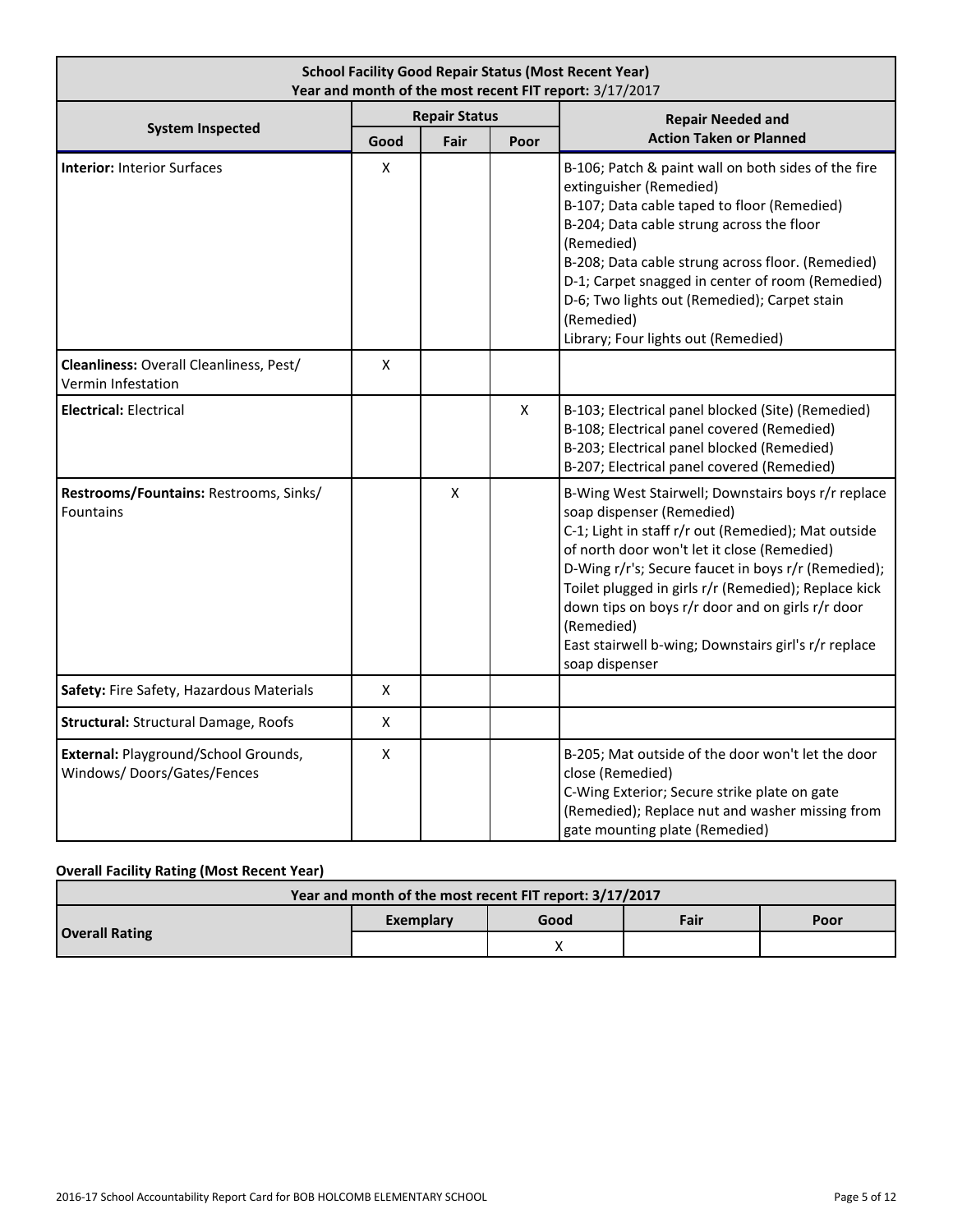| School Facility Good Repair Status (Most Recent Year)<br>Year and month of the most recent FIT report: 3/17/2017 | | | | |
|---|---|---|---|---|
| **System Inspected** | **Repair Status** | | | **Repair Needed and Action Taken or Planned** |
| | **Good** | **Fair** | **Poor** | |
| **Interior:** Interior Surfaces | X | | | B-106; Patch & paint wall on both sides of the fire extinguisher (Remedied)<br>B-107; Data cable taped to floor (Remedied)<br>B-204; Data cable strung across the floor (Remedied)<br>B-208; Data cable strung across floor. (Remedied)<br>D-1; Carpet snagged in center of room (Remedied)<br>D-6; Two lights out (Remedied); Carpet stain (Remedied)<br>Library; Four lights out (Remedied) |
| **Cleanliness:** Overall Cleanliness, Pest/ Vermin Infestation | X | | | |
| **Electrical:** Electrical | | | X | B-103; Electrical panel blocked (Site) (Remedied)<br>B-108; Electrical panel covered (Remedied)<br>B-203; Electrical panel blocked (Remedied)<br>B-207; Electrical panel covered (Remedied) |
| **Restrooms/Fountains:** Restrooms, Sinks/ Fountains | | X | | B-Wing West Stairwell; Downstairs boys r/r replace soap dispenser (Remedied)<br>C-1; Light in staff r/r out (Remedied); Mat outside of north door won't let it close (Remedied)<br>D-Wing r/r's; Secure faucet in boys r/r (Remedied); Toilet plugged in girls r/r (Remedied); Replace kick down tips on boys r/r door and on girls r/r door (Remedied)<br>East stairwell b-wing; Downstairs girl's r/r replace soap dispenser |
| **Safety:** Fire Safety, Hazardous Materials | X | | | |
| **Structural:** Structural Damage, Roofs | X | | | |
| **External:** Playground/School Grounds, Windows/ Doors/Gates/Fences | X | | | B-205; Mat outside of the door won't let the door close (Remedied)<br>C-Wing Exterior; Secure strike plate on gate (Remedied); Replace nut and washer missing from gate mounting plate (Remedied) |

**Overall Facility Rating (Most Recent Year)**

| Year and month of the most recent FIT report: 3/17/2017 | | | | |
|---|---|---|---|---|
| **Overall Rating** | **Exemplary** | **Good** | **Fair** | **Poor** |
| | | X | | |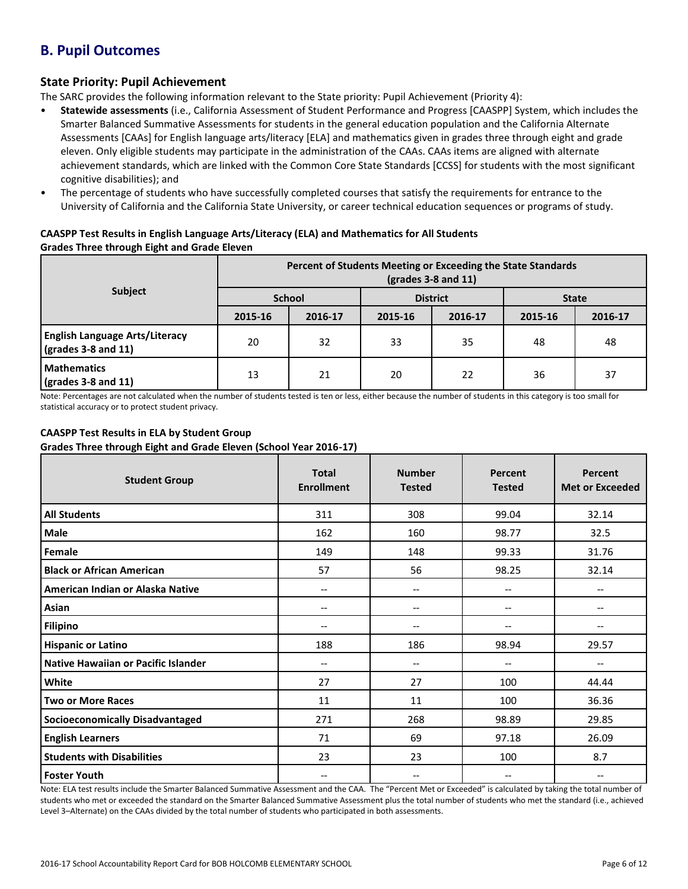## B. Pupil Outcomes

### State Priority: Pupil Achievement

The SARC provides the following information relevant to the State priority: Pupil Achievement (Priority 4):

- **Statewide assessments** (i.e., California Assessment of Student Performance and Progress [CAASPP] System, which includes the Smarter Balanced Summative Assessments for students in the general education population and the California Alternate Assessments [CAAs] for English language arts/literacy [ELA] and mathematics given in grades three through eight and grade eleven. Only eligible students may participate in the administration of the CAAs. CAAs items are aligned with alternate achievement standards, which are linked with the Common Core State Standards [CCSS] for students with the most significant cognitive disabilities); and
- The percentage of students who have successfully completed courses that satisfy the requirements for entrance to the University of California and the California State University, or career technical education sequences or programs of study.

**CAASPP Test Results in English Language Arts/Literacy (ELA) and Mathematics for All Students**
**Grades Three through Eight and Grade Eleven**

| Subject | Percent of Students Meeting or Exceeding the State Standards (grades 3-8 and 11) | | | | | |
|---|---|---|---|---|---|---|
| | School | | District | | State | |
| | 2015-16 | 2016-17 | 2015-16 | 2016-17 | 2015-16 | 2016-17 |
| **English Language Arts/Literacy (grades 3-8 and 11)** | 20 | 32 | 33 | 35 | 48 | 48 |
| **Mathematics (grades 3-8 and 11)** | 13 | 21 | 20 | 22 | 36 | 37 |

Note: Percentages are not calculated when the number of students tested is ten or less, either because the number of students in this category is too small for statistical accuracy or to protect student privacy.

**CAASPP Test Results in ELA by Student Group**
**Grades Three through Eight and Grade Eleven (School Year 2016-17)**

| Student Group | Total Enrollment | Number Tested | Percent Tested | Percent Met or Exceeded |
|---|---|---|---|---|
| **All Students** | 311 | 308 | 99.04 | 32.14 |
| **Male** | 162 | 160 | 98.77 | 32.5 |
| **Female** | 149 | 148 | 99.33 | 31.76 |
| **Black or African American** | 57 | 56 | 98.25 | 32.14 |
| **American Indian or Alaska Native** | -- | -- | -- | -- |
| **Asian** | -- | -- | -- | -- |
| **Filipino** | -- | -- | -- | -- |
| **Hispanic or Latino** | 188 | 186 | 98.94 | 29.57 |
| **Native Hawaiian or Pacific Islander** | -- | -- | -- | -- |
| **White** | 27 | 27 | 100 | 44.44 |
| **Two or More Races** | 11 | 11 | 100 | 36.36 |
| **Socioeconomically Disadvantaged** | 271 | 268 | 98.89 | 29.85 |
| **English Learners** | 71 | 69 | 97.18 | 26.09 |
| **Students with Disabilities** | 23 | 23 | 100 | 8.7 |
| **Foster Youth** | -- | -- | -- | -- |

Note: ELA test results include the Smarter Balanced Summative Assessment and the CAA. The "Percent Met or Exceeded" is calculated by taking the total number of students who met or exceeded the standard on the Smarter Balanced Summative Assessment plus the total number of students who met the standard (i.e., achieved Level 3–Alternate) on the CAAs divided by the total number of students who participated in both assessments.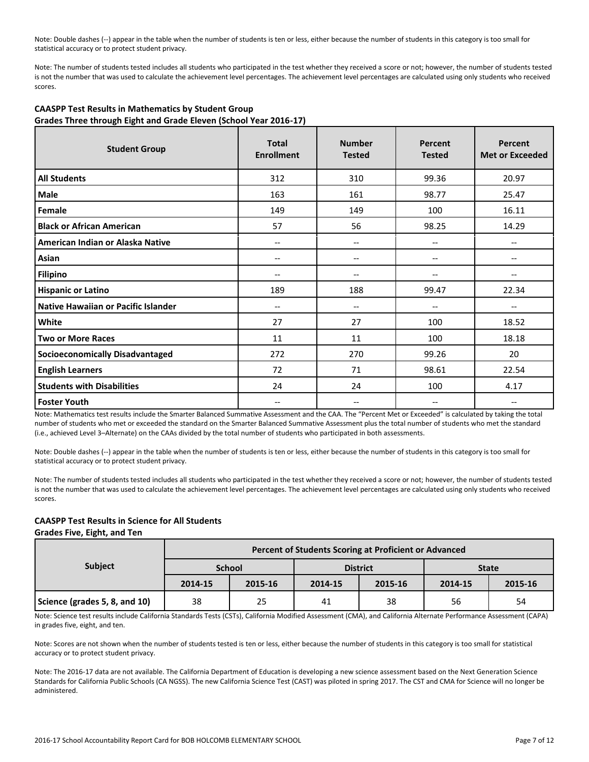Note: Double dashes (--) appear in the table when the number of students is ten or less, either because the number of students in this category is too small for statistical accuracy or to protect student privacy.

Note: The number of students tested includes all students who participated in the test whether they received a score or not; however, the number of students tested is not the number that was used to calculate the achievement level percentages. The achievement level percentages are calculated using only students who received scores.

**CAASPP Test Results in Mathematics by Student Group**
**Grades Three through Eight and Grade Eleven (School Year 2016-17)**

| Student Group | Total Enrollment | Number Tested | Percent Tested | Percent Met or Exceeded |
|---|---|---|---|---|
| **All Students** | 312 | 310 | 99.36 | 20.97 |
| **Male** | 163 | 161 | 98.77 | 25.47 |
| **Female** | 149 | 149 | 100 | 16.11 |
| **Black or African American** | 57 | 56 | 98.25 | 14.29 |
| **American Indian or Alaska Native** | -- | -- | -- | -- |
| **Asian** | -- | -- | -- | -- |
| **Filipino** | -- | -- | -- | -- |
| **Hispanic or Latino** | 189 | 188 | 99.47 | 22.34 |
| **Native Hawaiian or Pacific Islander** | -- | -- | -- | -- |
| **White** | 27 | 27 | 100 | 18.52 |
| **Two or More Races** | 11 | 11 | 100 | 18.18 |
| **Socioeconomically Disadvantaged** | 272 | 270 | 99.26 | 20 |
| **English Learners** | 72 | 71 | 98.61 | 22.54 |
| **Students with Disabilities** | 24 | 24 | 100 | 4.17 |
| **Foster Youth** | -- | -- | -- | -- |

Note: Mathematics test results include the Smarter Balanced Summative Assessment and the CAA. The "Percent Met or Exceeded" is calculated by taking the total number of students who met or exceeded the standard on the Smarter Balanced Summative Assessment plus the total number of students who met the standard (i.e., achieved Level 3–Alternate) on the CAAs divided by the total number of students who participated in both assessments.

Note: Double dashes (--) appear in the table when the number of students is ten or less, either because the number of students in this category is too small for statistical accuracy or to protect student privacy.

Note: The number of students tested includes all students who participated in the test whether they received a score or not; however, the number of students tested is not the number that was used to calculate the achievement level percentages. The achievement level percentages are calculated using only students who received scores.

**CAASPP Test Results in Science for All Students**
**Grades Five, Eight, and Ten**

| Subject | Percent of Students Scoring at Proficient or Advanced | | | | | |
|---|---|---|---|---|---|---|
| | School | | District | | State | |
| | 2014-15 | 2015-16 | 2014-15 | 2015-16 | 2014-15 | 2015-16 |
| **Science (grades 5, 8, and 10)** | 38 | 25 | 41 | 38 | 56 | 54 |

Note: Science test results include California Standards Tests (CSTs), California Modified Assessment (CMA), and California Alternate Performance Assessment (CAPA) in grades five, eight, and ten.

Note: Scores are not shown when the number of students tested is ten or less, either because the number of students in this category is too small for statistical accuracy or to protect student privacy.

Note: The 2016-17 data are not available. The California Department of Education is developing a new science assessment based on the Next Generation Science Standards for California Public Schools (CA NGSS). The new California Science Test (CAST) was piloted in spring 2017. The CST and CMA for Science will no longer be administered.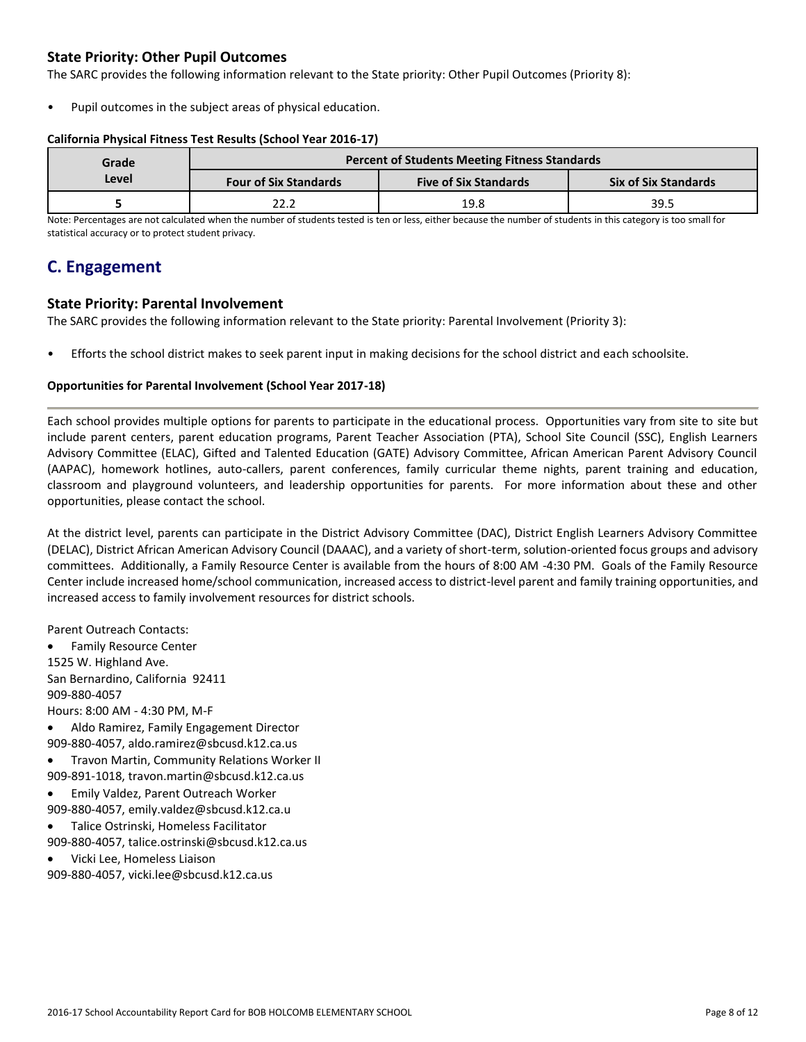### State Priority: Other Pupil Outcomes

The SARC provides the following information relevant to the State priority: Other Pupil Outcomes (Priority 8):

- Pupil outcomes in the subject areas of physical education.

#### California Physical Fitness Test Results (School Year 2016-17)

| Grade Level | Percent of Students Meeting Fitness Standards | | |
|---|---|---|---|
| | Four of Six Standards | Five of Six Standards | Six of Six Standards |
| 5 | 22.2 | 19.8 | 39.5 |

Note: Percentages are not calculated when the number of students tested is ten or less, either because the number of students in this category is too small for statistical accuracy or to protect student privacy.

## C. Engagement

### State Priority: Parental Involvement

The SARC provides the following information relevant to the State priority: Parental Involvement (Priority 3):

- Efforts the school district makes to seek parent input in making decisions for the school district and each schoolsite.

#### Opportunities for Parental Involvement (School Year 2017-18)

Each school provides multiple options for parents to participate in the educational process. Opportunities vary from site to site but include parent centers, parent education programs, Parent Teacher Association (PTA), School Site Council (SSC), English Learners Advisory Committee (ELAC), Gifted and Talented Education (GATE) Advisory Committee, African American Parent Advisory Council (AAPAC), homework hotlines, auto-callers, parent conferences, family curricular theme nights, parent training and education, classroom and playground volunteers, and leadership opportunities for parents. For more information about these and other opportunities, please contact the school.

At the district level, parents can participate in the District Advisory Committee (DAC), District English Learners Advisory Committee (DELAC), District African American Advisory Council (DAAAC), and a variety of short-term, solution-oriented focus groups and advisory committees. Additionally, a Family Resource Center is available from the hours of 8:00 AM -4:30 PM. Goals of the Family Resource Center include increased home/school communication, increased access to district-level parent and family training opportunities, and increased access to family involvement resources for district schools.

Parent Outreach Contacts:

- Family Resource Center
1525 W. Highland Ave.
San Bernardino, California 92411
909-880-4057
Hours: 8:00 AM - 4:30 PM, M-F
- Aldo Ramirez, Family Engagement Director
909-880-4057, aldo.ramirez@sbcusd.k12.ca.us
- Travon Martin, Community Relations Worker II
909-891-1018, travon.martin@sbcusd.k12.ca.us
- Emily Valdez, Parent Outreach Worker
909-880-4057, emily.valdez@sbcusd.k12.ca.u
- Talice Ostrinski, Homeless Facilitator
909-880-4057, talice.ostrinski@sbcusd.k12.ca.us
- Vicki Lee, Homeless Liaison
909-880-4057, vicki.lee@sbcusd.k12.ca.us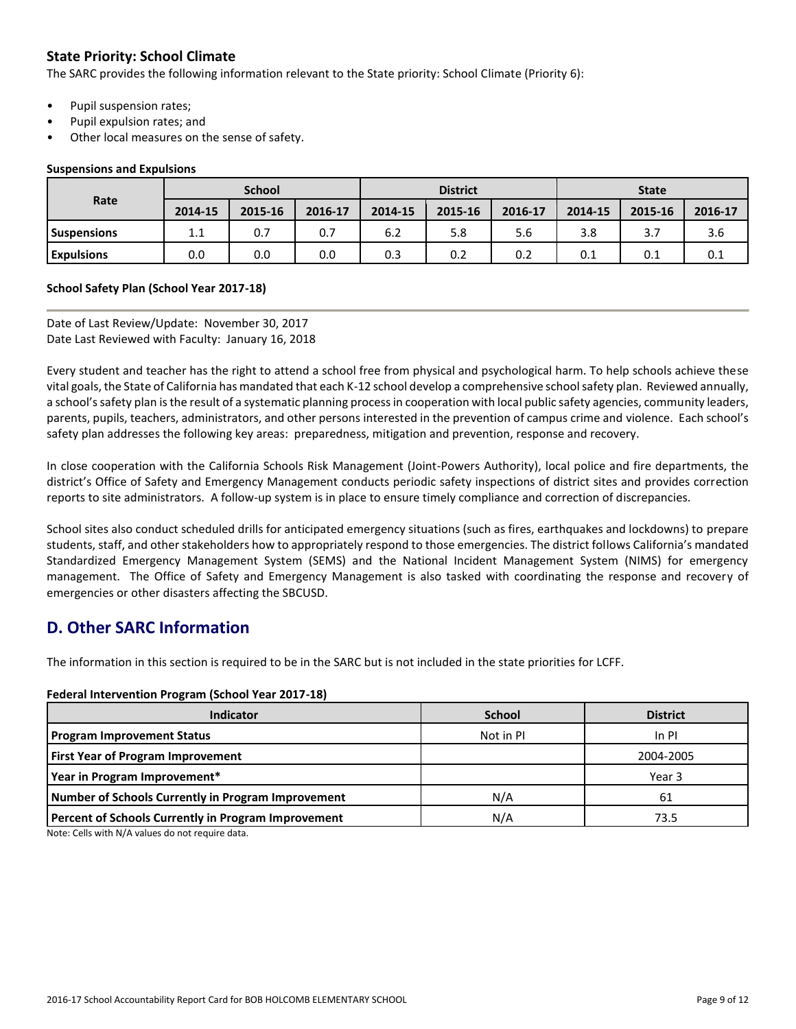### State Priority: School Climate

The SARC provides the following information relevant to the State priority: School Climate (Priority 6):

- Pupil suspension rates;
- Pupil expulsion rates; and
- Other local measures on the sense of safety.

#### Suspensions and Expulsions

| Rate | School | | | District | | | State | | |
|---|---|---|---|---|---|---|---|---|---|
| | 2014-15 | 2015-16 | 2016-17 | 2014-15 | 2015-16 | 2016-17 | 2014-15 | 2015-16 | 2016-17 |
| **Suspensions** | 1.1 | 0.7 | 0.7 | 6.2 | 5.8 | 5.6 | 3.8 | 3.7 | 3.6 |
| **Expulsions** | 0.0 | 0.0 | 0.0 | 0.3 | 0.2 | 0.2 | 0.1 | 0.1 | 0.1 |

#### School Safety Plan (School Year 2017-18)

Date of Last Review/Update: November 30, 2017
Date Last Reviewed with Faculty: January 16, 2018

Every student and teacher has the right to attend a school free from physical and psychological harm. To help schools achieve these vital goals, the State of California has mandated that each K-12 school develop a comprehensive school safety plan. Reviewed annually, a school's safety plan is the result of a systematic planning process in cooperation with local public safety agencies, community leaders, parents, pupils, teachers, administrators, and other persons interested in the prevention of campus crime and violence. Each school's safety plan addresses the following key areas: preparedness, mitigation and prevention, response and recovery.

In close cooperation with the California Schools Risk Management (Joint-Powers Authority), local police and fire departments, the district's Office of Safety and Emergency Management conducts periodic safety inspections of district sites and provides correction reports to site administrators. A follow-up system is in place to ensure timely compliance and correction of discrepancies.

School sites also conduct scheduled drills for anticipated emergency situations (such as fires, earthquakes and lockdowns) to prepare students, staff, and other stakeholders how to appropriately respond to those emergencies. The district follows California's mandated Standardized Emergency Management System (SEMS) and the National Incident Management System (NIMS) for emergency management. The Office of Safety and Emergency Management is also tasked with coordinating the response and recovery of emergencies or other disasters affecting the SBCUSD.

## D. Other SARC Information

The information in this section is required to be in the SARC but is not included in the state priorities for LCFF.

#### Federal Intervention Program (School Year 2017-18)

| Indicator | School | District |
|---|---|---|
| **Program Improvement Status** | Not in PI | In PI |
| **First Year of Program Improvement** | | 2004-2005 |
| **Year in Program Improvement*** | | Year 3 |
| **Number of Schools Currently in Program Improvement** | N/A | 61 |
| **Percent of Schools Currently in Program Improvement** | N/A | 73.5 |

Note: Cells with N/A values do not require data.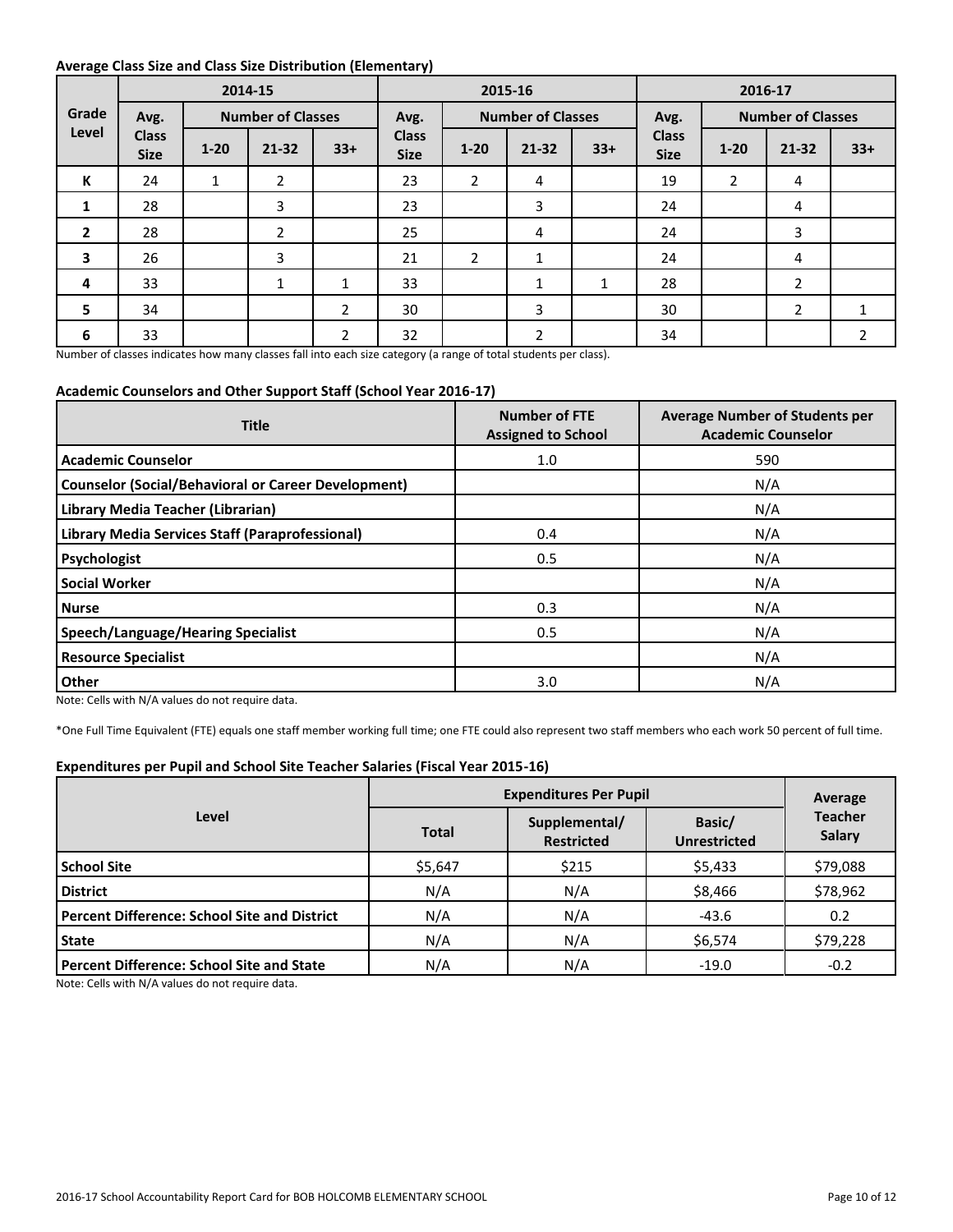### Average Class Size and Class Size Distribution (Elementary)

| Grade Level | 2014-15 | | | | 2015-16 | | | | 2016-17 | | | |
|---|---|---|---|---|---|---|---|---|---|---|---|---|
| | Avg. Class Size | Number of Classes | | | Avg. Class Size | Number of Classes | | | Avg. Class Size | Number of Classes | | |
| | | 1-20 | 21-32 | 33+ | | 1-20 | 21-32 | 33+ | | 1-20 | 21-32 | 33+ |
| K | 24 | 1 | 2 | | 23 | 2 | 4 | | 19 | 2 | 4 | |
| 1 | 28 | | 3 | | 23 | | 3 | | 24 | | 4 | |
| 2 | 28 | | 2 | | 25 | | 4 | | 24 | | 3 | |
| 3 | 26 | | 3 | | 21 | 2 | 1 | | 24 | | 4 | |
| 4 | 33 | | 1 | 1 | 33 | | 1 | 1 | 28 | | 2 | |
| 5 | 34 | | | 2 | 30 | | 3 | | 30 | | 2 | 1 |
| 6 | 33 | | | 2 | 32 | | 2 | | 34 | | | 2 |

Number of classes indicates how many classes fall into each size category (a range of total students per class).

### Academic Counselors and Other Support Staff (School Year 2016-17)

| Title | Number of FTE Assigned to School | Average Number of Students per Academic Counselor |
|---|---|---|
| Academic Counselor | 1.0 | 590 |
| Counselor (Social/Behavioral or Career Development) | | N/A |
| Library Media Teacher (Librarian) | | N/A |
| Library Media Services Staff (Paraprofessional) | 0.4 | N/A |
| Psychologist | 0.5 | N/A |
| Social Worker | | N/A |
| Nurse | 0.3 | N/A |
| Speech/Language/Hearing Specialist | 0.5 | N/A |
| Resource Specialist | | N/A |
| Other | 3.0 | N/A |

Note: Cells with N/A values do not require data.

*One Full Time Equivalent (FTE) equals one staff member working full time; one FTE could also represent two staff members who each work 50 percent of full time.

### Expenditures per Pupil and School Site Teacher Salaries (Fiscal Year 2015-16)

| Level | Expenditures Per Pupil | | | Average Teacher Salary |
|---|---|---|---|---|
| | Total | Supplemental/ Restricted | Basic/ Unrestricted | |
| School Site | $5,647 | $215 | $5,433 | $79,088 |
| District | N/A | N/A | $8,466 | $78,962 |
| Percent Difference: School Site and District | N/A | N/A | -43.6 | 0.2 |
| State | N/A | N/A | $6,574 | $79,228 |
| Percent Difference: School Site and State | N/A | N/A | -19.0 | -0.2 |

Note: Cells with N/A values do not require data.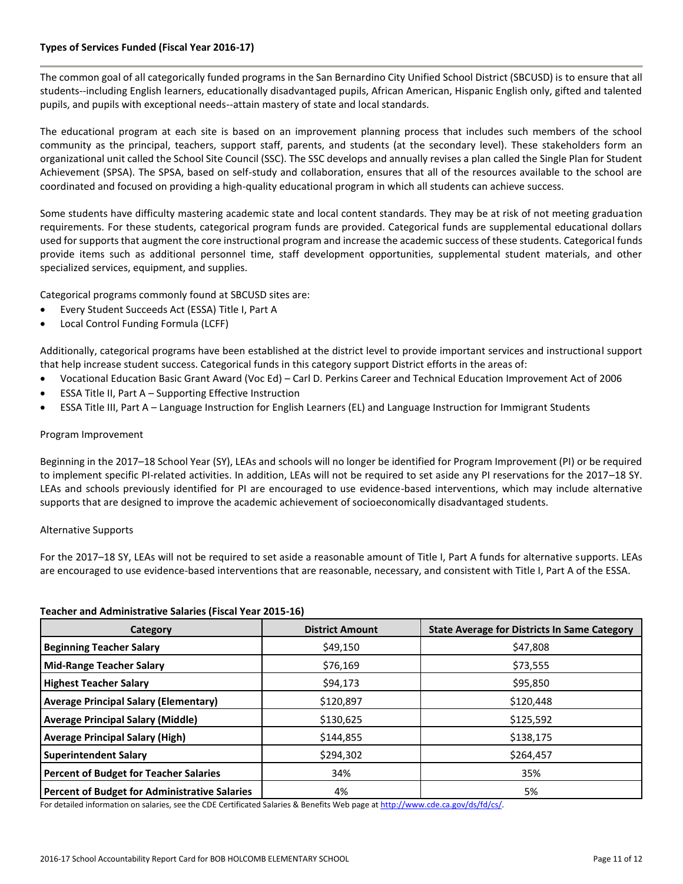### Types of Services Funded (Fiscal Year 2016-17)

The common goal of all categorically funded programs in the San Bernardino City Unified School District (SBCUSD) is to ensure that all students--including English learners, educationally disadvantaged pupils, African American, Hispanic English only, gifted and talented pupils, and pupils with exceptional needs--attain mastery of state and local standards.

The educational program at each site is based on an improvement planning process that includes such members of the school community as the principal, teachers, support staff, parents, and students (at the secondary level). These stakeholders form an organizational unit called the School Site Council (SSC). The SSC develops and annually revises a plan called the Single Plan for Student Achievement (SPSA). The SPSA, based on self-study and collaboration, ensures that all of the resources available to the school are coordinated and focused on providing a high-quality educational program in which all students can achieve success.

Some students have difficulty mastering academic state and local content standards. They may be at risk of not meeting graduation requirements. For these students, categorical program funds are provided. Categorical funds are supplemental educational dollars used for supports that augment the core instructional program and increase the academic success of these students. Categorical funds provide items such as additional personnel time, staff development opportunities, supplemental student materials, and other specialized services, equipment, and supplies.

Categorical programs commonly found at SBCUSD sites are:

- Every Student Succeeds Act (ESSA) Title I, Part A
- Local Control Funding Formula (LCFF)

Additionally, categorical programs have been established at the district level to provide important services and instructional support that help increase student success. Categorical funds in this category support District efforts in the areas of:

- Vocational Education Basic Grant Award (Voc Ed) – Carl D. Perkins Career and Technical Education Improvement Act of 2006
- ESSA Title II, Part A – Supporting Effective Instruction
- ESSA Title III, Part A – Language Instruction for English Learners (EL) and Language Instruction for Immigrant Students

Program Improvement

Beginning in the 2017–18 School Year (SY), LEAs and schools will no longer be identified for Program Improvement (PI) or be required to implement specific PI-related activities. In addition, LEAs will not be required to set aside any PI reservations for the 2017–18 SY. LEAs and schools previously identified for PI are encouraged to use evidence-based interventions, which may include alternative supports that are designed to improve the academic achievement of socioeconomically disadvantaged students.

Alternative Supports

For the 2017–18 SY, LEAs will not be required to set aside a reasonable amount of Title I, Part A funds for alternative supports. LEAs are encouraged to use evidence-based interventions that are reasonable, necessary, and consistent with Title I, Part A of the ESSA.

### Teacher and Administrative Salaries (Fiscal Year 2015-16)

| Category | District Amount | State Average for Districts In Same Category |
|---|---|---|
| **Beginning Teacher Salary** | $49,150 | $47,808 |
| **Mid-Range Teacher Salary** | $76,169 | $73,555 |
| **Highest Teacher Salary** | $94,173 | $95,850 |
| **Average Principal Salary (Elementary)** | $120,897 | $120,448 |
| **Average Principal Salary (Middle)** | $130,625 | $125,592 |
| **Average Principal Salary (High)** | $144,855 | $138,175 |
| **Superintendent Salary** | $294,302 | $264,457 |
| **Percent of Budget for Teacher Salaries** | 34% | 35% |
| **Percent of Budget for Administrative Salaries** | 4% | 5% |

For detailed information on salaries, see the CDE Certificated Salaries & Benefits Web page at http://www.cde.ca.gov/ds/fd/cs/.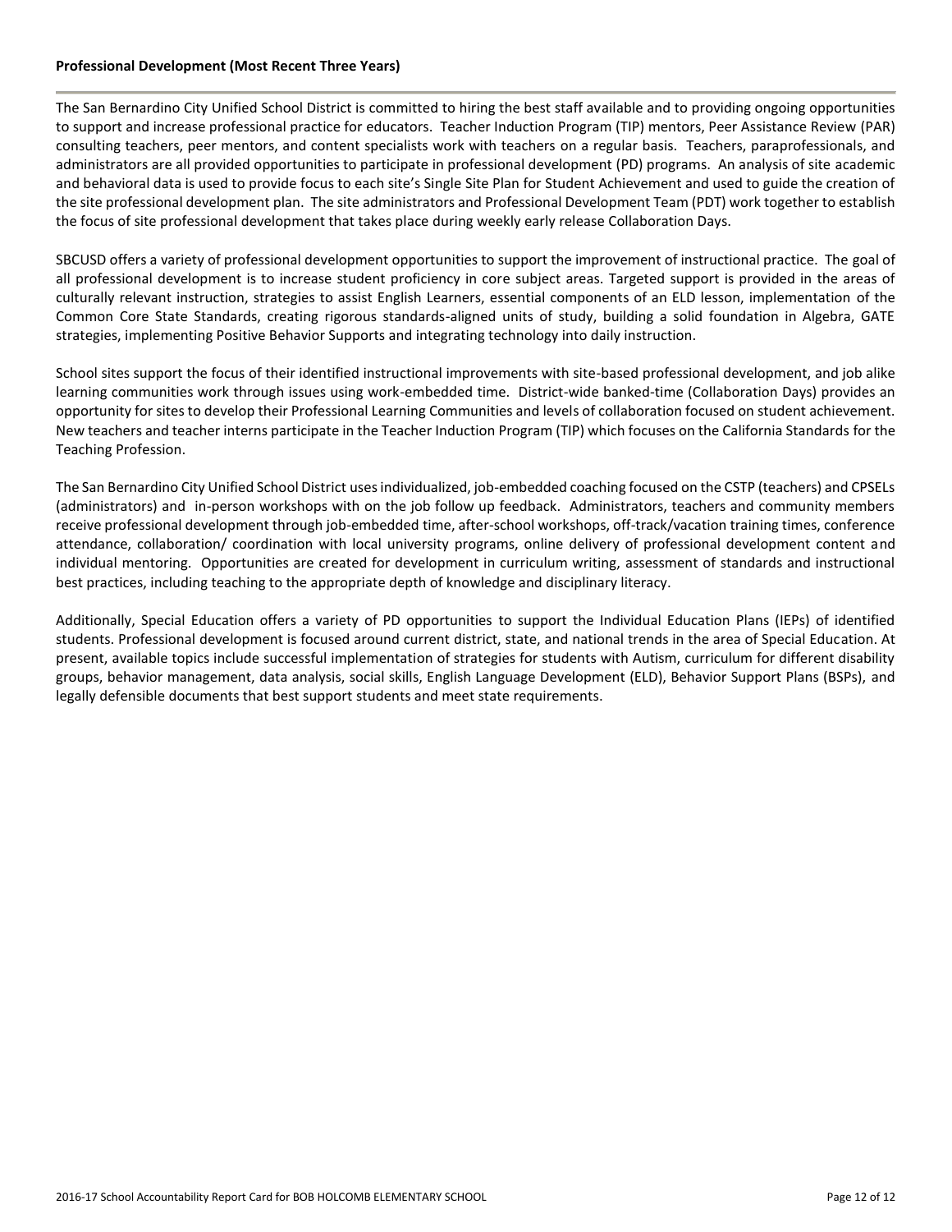**Professional Development (Most Recent Three Years)**

The San Bernardino City Unified School District is committed to hiring the best staff available and to providing ongoing opportunities to support and increase professional practice for educators. Teacher Induction Program (TIP) mentors, Peer Assistance Review (PAR) consulting teachers, peer mentors, and content specialists work with teachers on a regular basis. Teachers, paraprofessionals, and administrators are all provided opportunities to participate in professional development (PD) programs. An analysis of site academic and behavioral data is used to provide focus to each site's Single Site Plan for Student Achievement and used to guide the creation of the site professional development plan. The site administrators and Professional Development Team (PDT) work together to establish the focus of site professional development that takes place during weekly early release Collaboration Days.

SBCUSD offers a variety of professional development opportunities to support the improvement of instructional practice. The goal of all professional development is to increase student proficiency in core subject areas. Targeted support is provided in the areas of culturally relevant instruction, strategies to assist English Learners, essential components of an ELD lesson, implementation of the Common Core State Standards, creating rigorous standards-aligned units of study, building a solid foundation in Algebra, GATE strategies, implementing Positive Behavior Supports and integrating technology into daily instruction.

School sites support the focus of their identified instructional improvements with site-based professional development, and job alike learning communities work through issues using work-embedded time. District-wide banked-time (Collaboration Days) provides an opportunity for sites to develop their Professional Learning Communities and levels of collaboration focused on student achievement. New teachers and teacher interns participate in the Teacher Induction Program (TIP) which focuses on the California Standards for the Teaching Profession.

The San Bernardino City Unified School District uses individualized, job-embedded coaching focused on the CSTP (teachers) and CPSELs (administrators) and in-person workshops with on the job follow up feedback. Administrators, teachers and community members receive professional development through job-embedded time, after-school workshops, off-track/vacation training times, conference attendance, collaboration/ coordination with local university programs, online delivery of professional development content and individual mentoring. Opportunities are created for development in curriculum writing, assessment of standards and instructional best practices, including teaching to the appropriate depth of knowledge and disciplinary literacy.

Additionally, Special Education offers a variety of PD opportunities to support the Individual Education Plans (IEPs) of identified students. Professional development is focused around current district, state, and national trends in the area of Special Education. At present, available topics include successful implementation of strategies for students with Autism, curriculum for different disability groups, behavior management, data analysis, social skills, English Language Development (ELD), Behavior Support Plans (BSPs), and legally defensible documents that best support students and meet state requirements.